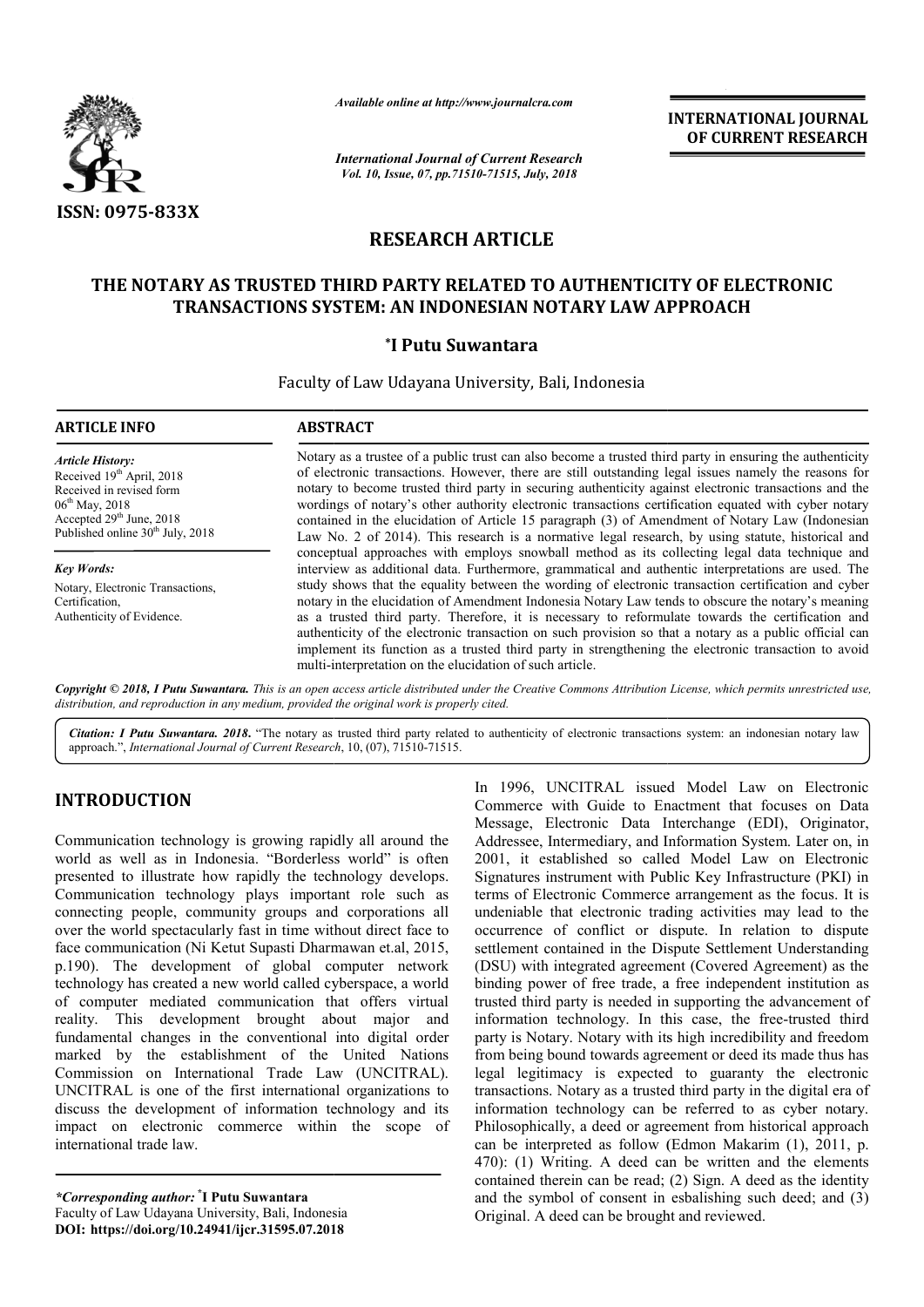ISSN: 0975-833X

*Available online at http://www.journalcra.com*

*International Journal of Current Research*
*Vol. 10, Issue, 07, pp.71510-71515, July, 2018*

**INTERNATIONAL JOURNAL OF CURRENT RESEARCH**

# RESEARCH ARTICLE

# THE NOTARY AS TRUSTED THIRD PARTY RELATED TO AUTHENTICITY OF ELECTRONIC TRANSACTIONS SYSTEM: AN INDONESIAN NOTARY LAW APPROACH

**\*I Putu Suwantara**

Faculty of Law Udayana University, Bali, Indonesia

**ARTICLE INFO**

*Article History:*
Received 19th April, 2018
Received in revised form 06th May, 2018
Accepted 29th June, 2018
Published online 30th July, 2018

*Key Words:*
Notary, Electronic Transactions, Certification, Authenticity of Evidence.

**ABSTRACT**

Notary as a trustee of a public trust can also become a trusted third party in ensuring the authenticity of electronic transactions. However, there are still outstanding legal issues namely the reasons for notary to become trusted third party in securing authenticity against electronic transactions and the wordings of notary's other authority electronic transactions certification equated with cyber notary contained in the elucidation of Article 15 paragraph (3) of Amendment of Notary Law (Indonesian Law No. 2 of 2014). This research is a normative legal research, by using statute, historical and conceptual approaches with employs snowball method as its collecting legal data technique and interview as additional data. Furthermore, grammatical and authentic interpretations are used. The study shows that the equality between the wording of electronic transaction certification and cyber notary in the elucidation of Amendment Indonesia Notary Law tends to obscure the notary's meaning as a trusted third party. Therefore, it is necessary to reformulate towards the certification and authenticity of the electronic transaction on such provision so that a notary as a public official can implement its function as a trusted third party in strengthening the electronic transaction to avoid multi-interpretation on the elucidation of such article.

*Copyright © 2018, I Putu Suwantara. This is an open access article distributed under the Creative Commons Attribution License, which permits unrestricted use, distribution, and reproduction in any medium, provided the original work is properly cited.*

*Citation: I Putu Suwantara. 2018.* "The notary as trusted third party related to authenticity of electronic transactions system: an indonesian notary law approach.", *International Journal of Current Research*, 10, (07), 71510-71515.

## INTRODUCTION

Communication technology is growing rapidly all around the world as well as in Indonesia. "Borderless world" is often presented to illustrate how rapidly the technology develops. Communication technology plays important role such as connecting people, community groups and corporations all over the world spectacularly fast in time without direct face to face communication (Ni Ketut Supasti Dharmawan et.al, 2015, p.190). The development of global computer network technology has created a new world called cyberspace, a world of computer mediated communication that offers virtual reality. This development brought about major and fundamental changes in the conventional into digital order marked by the establishment of the United Nations Commission on International Trade Law (UNCITRAL). UNCITRAL is one of the first international organizations to discuss the development of information technology and its impact on electronic commerce within the scope of international trade law.

In 1996, UNCITRAL issued Model Law on Electronic Commerce with Guide to Enactment that focuses on Data Message, Electronic Data Interchange (EDI), Originator, Addressee, Intermediary, and Information System. Later on, in 2001, it established so called Model Law on Electronic Signatures instrument with Public Key Infrastructure (PKI) in terms of Electronic Commerce arrangement as the focus. It is undeniable that electronic trading activities may lead to the occurrence of conflict or dispute. In relation to dispute settlement contained in the Dispute Settlement Understanding (DSU) with integrated agreement (Covered Agreement) as the binding power of free trade, a free independent institution as trusted third party is needed in supporting the advancement of information technology. In this case, the free-trusted third party is Notary. Notary with its high incredibility and freedom from being bound towards agreement or deed its made thus has legal legitimacy is expected to guaranty the electronic transactions. Notary as a trusted third party in the digital era of information technology can be referred to as cyber notary. Philosophically, a deed or agreement from historical approach can be interpreted as follow (Edmon Makarim (1), 2011, p. 470): (1) Writing. A deed can be written and the elements contained therein can be read; (2) Sign. A deed as the identity and the symbol of consent in esbalishing such deed; and (3) Original. A deed can be brought and reviewed.

*\*Corresponding author:* \*I Putu Suwantara
Faculty of Law Udayana University, Bali, Indonesia
**DOI: https://doi.org/10.24941/ijcr.31595.07.2018**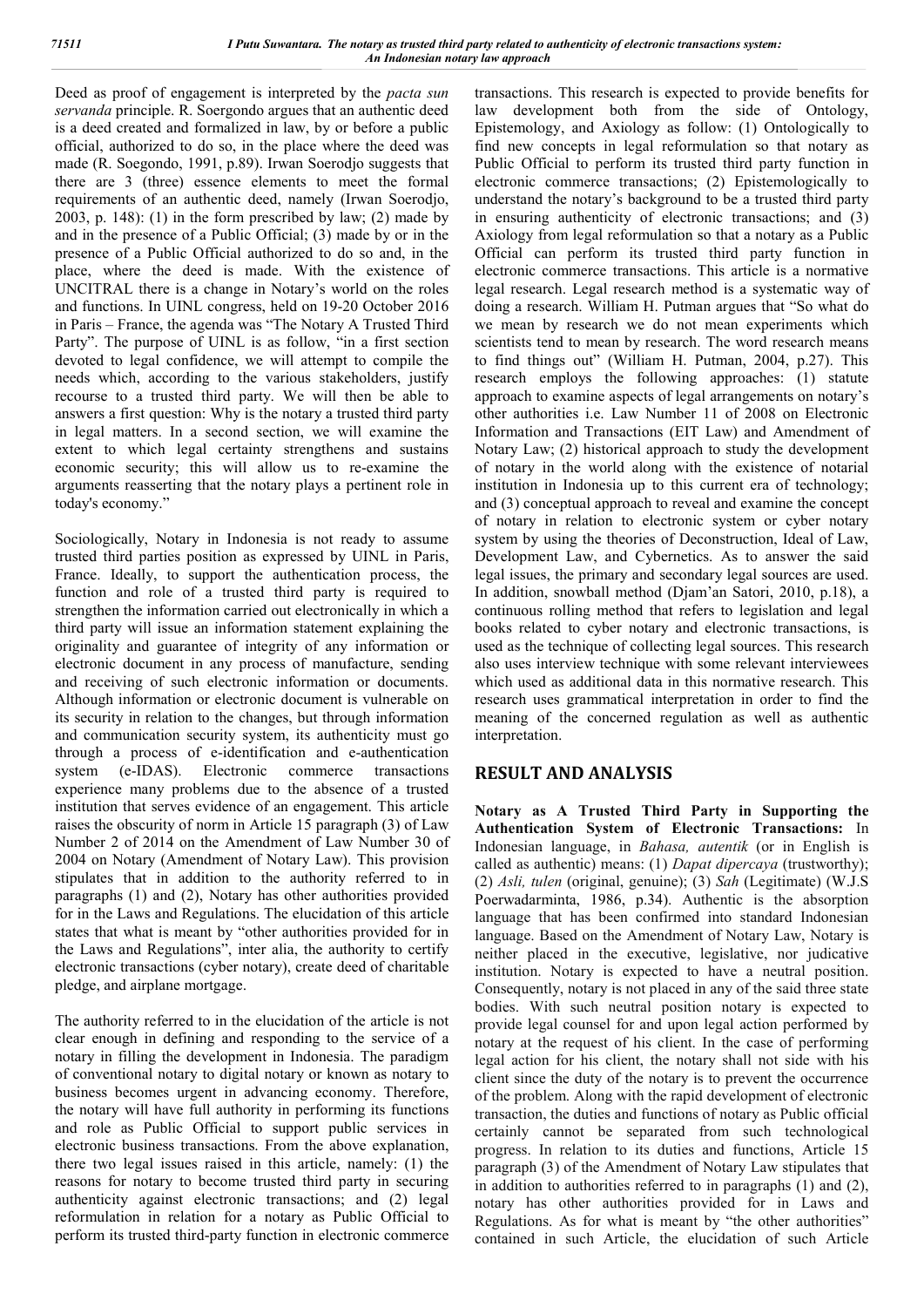Deed as proof of engagement is interpreted by the *pacta sun servanda* principle. R. Soergondo argues that an authentic deed is a deed created and formalized in law, by or before a public official, authorized to do so, in the place where the deed was made (R. Soegondo, 1991, p.89). Irwan Soerodjo suggests that there are 3 (three) essence elements to meet the formal requirements of an authentic deed, namely (Irwan Soerodjo, 2003, p. 148): (1) in the form prescribed by law; (2) made by and in the presence of a Public Official; (3) made by or in the presence of a Public Official authorized to do so and, in the place, where the deed is made. With the existence of UNCITRAL there is a change in Notary's world on the roles and functions. In UINL congress, held on 19-20 October 2016 in Paris – France, the agenda was "The Notary A Trusted Third Party". The purpose of UINL is as follow, "in a first section devoted to legal confidence, we will attempt to compile the needs which, according to the various stakeholders, justify recourse to a trusted third party. We will then be able to answers a first question: Why is the notary a trusted third party in legal matters. In a second section, we will examine the extent to which legal certainty strengthens and sustains economic security; this will allow us to re-examine the arguments reasserting that the notary plays a pertinent role in today's economy."

Sociologically, Notary in Indonesia is not ready to assume trusted third parties position as expressed by UINL in Paris, France. Ideally, to support the authentication process, the function and role of a trusted third party is required to strengthen the information carried out electronically in which a third party will issue an information statement explaining the originality and guarantee of integrity of any information or electronic document in any process of manufacture, sending and receiving of such electronic information or documents. Although information or electronic document is vulnerable on its security in relation to the changes, but through information and communication security system, its authenticity must go through a process of e-identification and e-authentication system (e-IDAS). Electronic commerce transactions experience many problems due to the absence of a trusted institution that serves evidence of an engagement. This article raises the obscurity of norm in Article 15 paragraph (3) of Law Number 2 of 2014 on the Amendment of Law Number 30 of 2004 on Notary (Amendment of Notary Law). This provision stipulates that in addition to the authority referred to in paragraphs (1) and (2), Notary has other authorities provided for in the Laws and Regulations. The elucidation of this article states that what is meant by "other authorities provided for in the Laws and Regulations", inter alia, the authority to certify electronic transactions (cyber notary), create deed of charitable pledge, and airplane mortgage.

The authority referred to in the elucidation of the article is not clear enough in defining and responding to the service of a notary in filling the development in Indonesia. The paradigm of conventional notary to digital notary or known as notary to business becomes urgent in advancing economy. Therefore, the notary will have full authority in performing its functions and role as Public Official to support public services in electronic business transactions. From the above explanation, there two legal issues raised in this article, namely: (1) the reasons for notary to become trusted third party in securing authenticity against electronic transactions; and (2) legal reformulation in relation for a notary as Public Official to perform its trusted third-party function in electronic commerce transactions. This research is expected to provide benefits for law development both from the side of Ontology, Epistemology, and Axiology as follow: (1) Ontologically to find new concepts in legal reformulation so that notary as Public Official to perform its trusted third party function in electronic commerce transactions; (2) Epistemologically to understand the notary's background to be a trusted third party in ensuring authenticity of electronic transactions; and (3) Axiology from legal reformulation so that a notary as a Public Official can perform its trusted third party function in electronic commerce transactions. This article is a normative legal research. Legal research method is a systematic way of doing a research. William H. Putman argues that "So what do we mean by research we do not mean experiments which scientists tend to mean by research. The word research means to find things out" (William H. Putman, 2004, p.27). This research employs the following approaches: (1) statute approach to examine aspects of legal arrangements on notary's other authorities i.e. Law Number 11 of 2008 on Electronic Information and Transactions (EIT Law) and Amendment of Notary Law; (2) historical approach to study the development of notary in the world along with the existence of notarial institution in Indonesia up to this current era of technology; and (3) conceptual approach to reveal and examine the concept of notary in relation to electronic system or cyber notary system by using the theories of Deconstruction, Ideal of Law, Development Law, and Cybernetics. As to answer the said legal issues, the primary and secondary legal sources are used. In addition, snowball method (Djam'an Satori, 2010, p.18), a continuous rolling method that refers to legislation and legal books related to cyber notary and electronic transactions, is used as the technique of collecting legal sources. This research also uses interview technique with some relevant interviewees which used as additional data in this normative research. This research uses grammatical interpretation in order to find the meaning of the concerned regulation as well as authentic interpretation.

## RESULT AND ANALYSIS

**Notary as A Trusted Third Party in Supporting the Authentication System of Electronic Transactions:** In Indonesian language, in *Bahasa, autentik* (or in English is called as authentic) means: (1) *Dapat dipercaya* (trustworthy); (2) *Asli, tulen* (original, genuine); (3) *Sah* (Legitimate) (W.J.S Poerwadarminta, 1986, p.34). Authentic is the absorption language that has been confirmed into standard Indonesian language. Based on the Amendment of Notary Law, Notary is neither placed in the executive, legislative, nor judicative institution. Notary is expected to have a neutral position. Consequently, notary is not placed in any of the said three state bodies. With such neutral position notary is expected to provide legal counsel for and upon legal action performed by notary at the request of his client. In the case of performing legal action for his client, the notary shall not side with his client since the duty of the notary is to prevent the occurrence of the problem. Along with the rapid development of electronic transaction, the duties and functions of notary as Public official certainly cannot be separated from such technological progress. In relation to its duties and functions, Article 15 paragraph (3) of the Amendment of Notary Law stipulates that in addition to authorities referred to in paragraphs (1) and (2), notary has other authorities provided for in Laws and Regulations. As for what is meant by "the other authorities" contained in such Article, the elucidation of such Article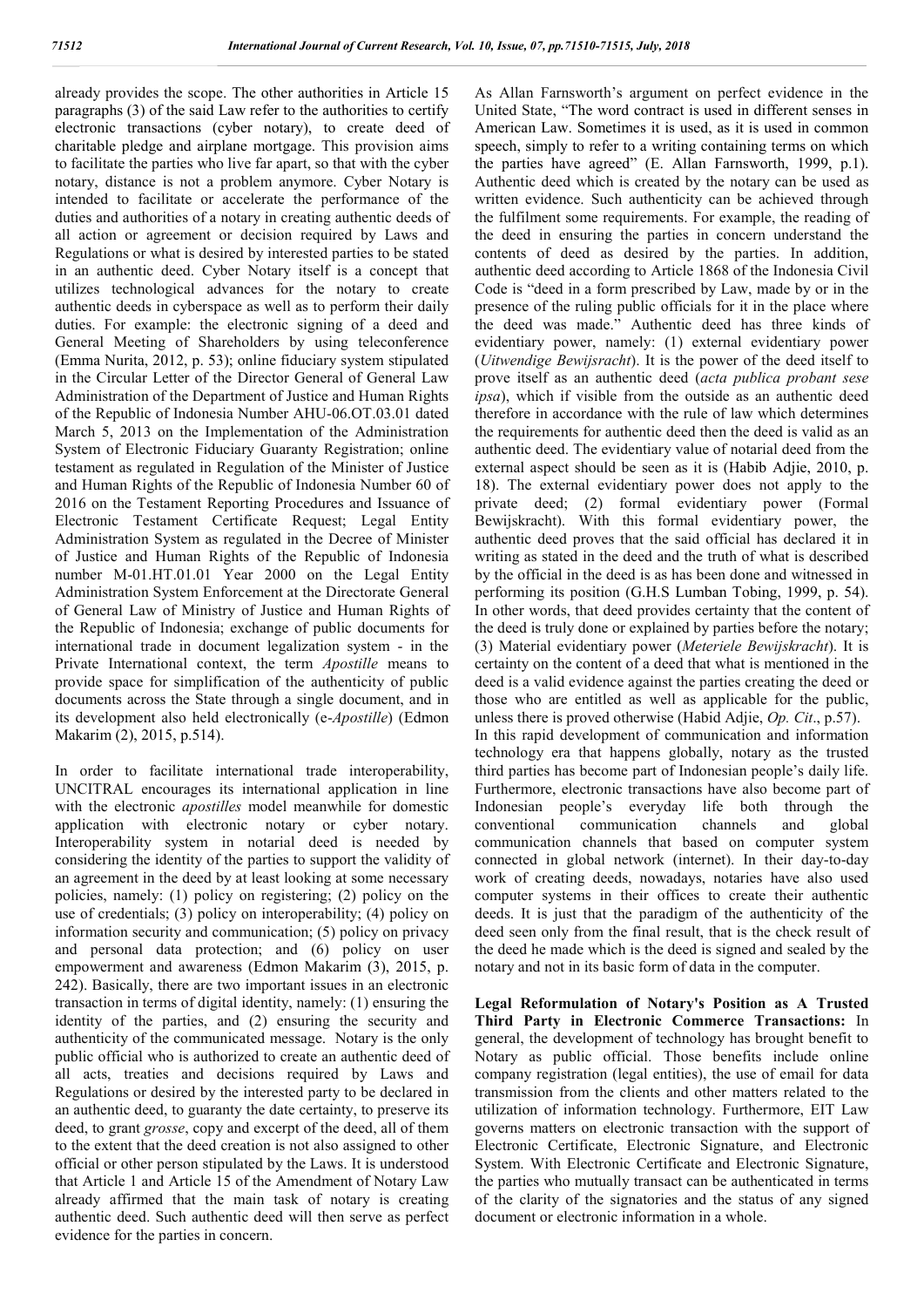already provides the scope. The other authorities in Article 15 paragraphs (3) of the said Law refer to the authorities to certify electronic transactions (cyber notary), to create deed of charitable pledge and airplane mortgage. This provision aims to facilitate the parties who live far apart, so that with the cyber notary, distance is not a problem anymore. Cyber Notary is intended to facilitate or accelerate the performance of the duties and authorities of a notary in creating authentic deeds of all action or agreement or decision required by Laws and Regulations or what is desired by interested parties to be stated in an authentic deed. Cyber Notary itself is a concept that utilizes technological advances for the notary to create authentic deeds in cyberspace as well as to perform their daily duties. For example: the electronic signing of a deed and General Meeting of Shareholders by using teleconference (Emma Nurita, 2012, p. 53); online fiduciary system stipulated in the Circular Letter of the Director General of General Law Administration of the Department of Justice and Human Rights of the Republic of Indonesia Number AHU-06.OT.03.01 dated March 5, 2013 on the Implementation of the Administration System of Electronic Fiduciary Guaranty Registration; online testament as regulated in Regulation of the Minister of Justice and Human Rights of the Republic of Indonesia Number 60 of 2016 on the Testament Reporting Procedures and Issuance of Electronic Testament Certificate Request; Legal Entity Administration System as regulated in the Decree of Minister of Justice and Human Rights of the Republic of Indonesia number M-01.HT.01.01 Year 2000 on the Legal Entity Administration System Enforcement at the Directorate General of General Law of Ministry of Justice and Human Rights of the Republic of Indonesia; exchange of public documents for international trade in document legalization system - in the Private International context, the term *Apostille* means to provide space for simplification of the authenticity of public documents across the State through a single document, and in its development also held electronically (e-*Apostille*) (Edmon Makarim (2), 2015, p.514).

In order to facilitate international trade interoperability, UNCITRAL encourages its international application in line with the electronic *apostilles* model meanwhile for domestic application with electronic notary or cyber notary. Interoperability system in notarial deed is needed by considering the identity of the parties to support the validity of an agreement in the deed by at least looking at some necessary policies, namely: (1) policy on registering; (2) policy on the use of credentials; (3) policy on interoperability; (4) policy on information security and communication; (5) policy on privacy and personal data protection; and (6) policy on user empowerment and awareness (Edmon Makarim (3), 2015, p. 242). Basically, there are two important issues in an electronic transaction in terms of digital identity, namely: (1) ensuring the identity of the parties, and (2) ensuring the security and authenticity of the communicated message. Notary is the only public official who is authorized to create an authentic deed of all acts, treaties and decisions required by Laws and Regulations or desired by the interested party to be declared in an authentic deed, to guaranty the date certainty, to preserve its deed, to grant *grosse*, copy and excerpt of the deed, all of them to the extent that the deed creation is not also assigned to other official or other person stipulated by the Laws. It is understood that Article 1 and Article 15 of the Amendment of Notary Law already affirmed that the main task of notary is creating authentic deed. Such authentic deed will then serve as perfect evidence for the parties in concern.

As Allan Farnsworth's argument on perfect evidence in the United State, "The word contract is used in different senses in American Law. Sometimes it is used, as it is used in common speech, simply to refer to a writing containing terms on which the parties have agreed" (E. Allan Farnsworth, 1999, p.1). Authentic deed which is created by the notary can be used as written evidence. Such authenticity can be achieved through the fulfilment some requirements. For example, the reading of the deed in ensuring the parties in concern understand the contents of deed as desired by the parties. In addition, authentic deed according to Article 1868 of the Indonesia Civil Code is "deed in a form prescribed by Law, made by or in the presence of the ruling public officials for it in the place where the deed was made." Authentic deed has three kinds of evidentiary power, namely: (1) external evidentiary power (*Uitwendige Bewijsracht*). It is the power of the deed itself to prove itself as an authentic deed (*acta publica probant sese ipsa*), which if visible from the outside as an authentic deed therefore in accordance with the rule of law which determines the requirements for authentic deed then the deed is valid as an authentic deed. The evidentiary value of notarial deed from the external aspect should be seen as it is (Habib Adjie, 2010, p. 18). The external evidentiary power does not apply to the private deed; (2) formal evidentiary power (Formal Bewijskracht). With this formal evidentiary power, the authentic deed proves that the said official has declared it in writing as stated in the deed and the truth of what is described by the official in the deed is as has been done and witnessed in performing its position (G.H.S Lumban Tobing, 1999, p. 54). In other words, that deed provides certainty that the content of the deed is truly done or explained by parties before the notary; (3) Material evidentiary power (*Meteriele Bewijskracht*). It is certainty on the content of a deed that what is mentioned in the deed is a valid evidence against the parties creating the deed or those who are entitled as well as applicable for the public, unless there is proved otherwise (Habid Adjie, *Op. Cit*., p.57).

In this rapid development of communication and information technology era that happens globally, notary as the trusted third parties has become part of Indonesian people's daily life. Furthermore, electronic transactions have also become part of Indonesian people's everyday life both through the conventional communication channels and global communication channels that based on computer system connected in global network (internet). In their day-to-day work of creating deeds, nowadays, notaries have also used computer systems in their offices to create their authentic deeds. It is just that the paradigm of the authenticity of the deed seen only from the final result, that is the check result of the deed he made which is the deed is signed and sealed by the notary and not in its basic form of data in the computer.

**Legal Reformulation of Notary's Position as A Trusted Third Party in Electronic Commerce Transactions:** In general, the development of technology has brought benefit to Notary as public official. Those benefits include online company registration (legal entities), the use of email for data transmission from the clients and other matters related to the utilization of information technology. Furthermore, EIT Law governs matters on electronic transaction with the support of Electronic Certificate, Electronic Signature, and Electronic System. With Electronic Certificate and Electronic Signature, the parties who mutually transact can be authenticated in terms of the clarity of the signatories and the status of any signed document or electronic information in a whole.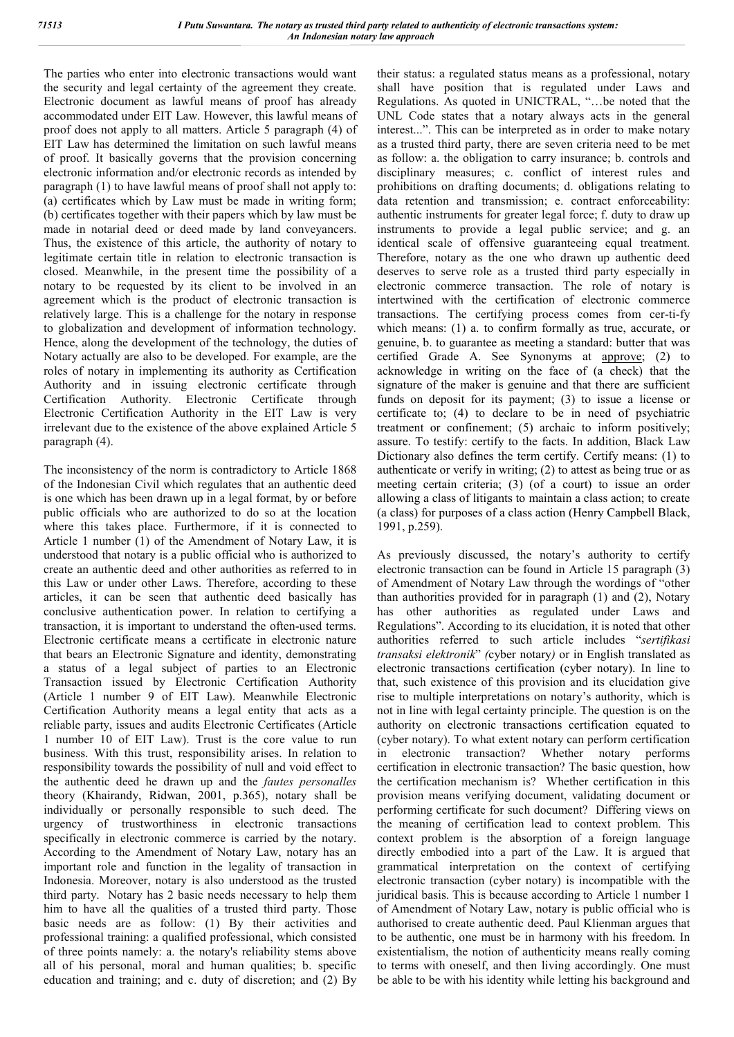The parties who enter into electronic transactions would want the security and legal certainty of the agreement they create. Electronic document as lawful means of proof has already accommodated under EIT Law. However, this lawful means of proof does not apply to all matters. Article 5 paragraph (4) of EIT Law has determined the limitation on such lawful means of proof. It basically governs that the provision concerning electronic information and/or electronic records as intended by paragraph (1) to have lawful means of proof shall not apply to: (a) certificates which by Law must be made in writing form; (b) certificates together with their papers which by law must be made in notarial deed or deed made by land conveyancers. Thus, the existence of this article, the authority of notary to legitimate certain title in relation to electronic transaction is closed. Meanwhile, in the present time the possibility of a notary to be requested by its client to be involved in an agreement which is the product of electronic transaction is relatively large. This is a challenge for the notary in response to globalization and development of information technology. Hence, along the development of the technology, the duties of Notary actually are also to be developed. For example, are the roles of notary in implementing its authority as Certification Authority and in issuing electronic certificate through Certification Authority. Electronic Certificate through Electronic Certification Authority in the EIT Law is very irrelevant due to the existence of the above explained Article 5 paragraph (4).

The inconsistency of the norm is contradictory to Article 1868 of the Indonesian Civil which regulates that an authentic deed is one which has been drawn up in a legal format, by or before public officials who are authorized to do so at the location where this takes place. Furthermore, if it is connected to Article 1 number (1) of the Amendment of Notary Law, it is understood that notary is a public official who is authorized to create an authentic deed and other authorities as referred to in this Law or under other Laws. Therefore, according to these articles, it can be seen that authentic deed basically has conclusive authentication power. In relation to certifying a transaction, it is important to understand the often-used terms. Electronic certificate means a certificate in electronic nature that bears an Electronic Signature and identity, demonstrating a status of a legal subject of parties to an Electronic Transaction issued by Electronic Certification Authority (Article 1 number 9 of EIT Law). Meanwhile Electronic Certification Authority means a legal entity that acts as a reliable party, issues and audits Electronic Certificates (Article 1 number 10 of EIT Law). Trust is the core value to run business. With this trust, responsibility arises. In relation to responsibility towards the possibility of null and void effect to the authentic deed he drawn up and the *fautes personalles* theory (Khairandy, Ridwan, 2001, p.365), notary shall be individually or personally responsible to such deed. The urgency of trustworthiness in electronic transactions specifically in electronic commerce is carried by the notary. According to the Amendment of Notary Law, notary has an important role and function in the legality of transaction in Indonesia. Moreover, notary is also understood as the trusted third party. Notary has 2 basic needs necessary to help them him to have all the qualities of a trusted third party. Those basic needs are as follow: (1) By their activities and professional training: a qualified professional, which consisted of three points namely: a. the notary's reliability stems above all of his personal, moral and human qualities; b. specific education and training; and c. duty of discretion; and (2) By their status: a regulated status means as a professional, notary shall have position that is regulated under Laws and Regulations. As quoted in UNICTRAL, "…be noted that the UNL Code states that a notary always acts in the general interest...". This can be interpreted as in order to make notary as a trusted third party, there are seven criteria need to be met as follow: a. the obligation to carry insurance; b. controls and disciplinary measures; c. conflict of interest rules and prohibitions on drafting documents; d. obligations relating to data retention and transmission; e. contract enforceability: authentic instruments for greater legal force; f. duty to draw up instruments to provide a legal public service; and g. an identical scale of offensive guaranteeing equal treatment. Therefore, notary as the one who drawn up authentic deed deserves to serve role as a trusted third party especially in electronic commerce transaction. The role of notary is intertwined with the certification of electronic commerce transactions. The certifying process comes from cer-ti-fy which means: (1) a. to confirm formally as true, accurate, or genuine, b. to guarantee as meeting a standard: butter that was certified Grade A. See Synonyms at approve; (2) to acknowledge in writing on the face of (a check) that the signature of the maker is genuine and that there are sufficient funds on deposit for its payment; (3) to issue a license or certificate to; (4) to declare to be in need of psychiatric treatment or confinement; (5) archaic to inform positively; assure. To testify: certify to the facts. In addition, Black Law Dictionary also defines the term certify. Certify means: (1) to authenticate or verify in writing; (2) to attest as being true or as meeting certain criteria; (3) (of a court) to issue an order allowing a class of litigants to maintain a class action; to create (a class) for purposes of a class action (Henry Campbell Black, 1991, p.259).

As previously discussed, the notary's authority to certify electronic transaction can be found in Article 15 paragraph (3) of Amendment of Notary Law through the wordings of "other than authorities provided for in paragraph (1) and (2), Notary has other authorities as regulated under Laws and Regulations". According to its elucidation, it is noted that other authorities referred to such article includes "*sertifikasi transaksi elektronik*" *(*cyber notary*)* or in English translated as electronic transactions certification (cyber notary). In line to that, such existence of this provision and its elucidation give rise to multiple interpretations on notary's authority, which is not in line with legal certainty principle. The question is on the authority on electronic transactions certification equated to (cyber notary). To what extent notary can perform certification in electronic transaction? Whether notary performs certification in electronic transaction? The basic question, how the certification mechanism is? Whether certification in this provision means verifying document, validating document or performing certificate for such document? Differing views on the meaning of certification lead to context problem. This context problem is the absorption of a foreign language directly embodied into a part of the Law. It is argued that grammatical interpretation on the context of certifying electronic transaction (cyber notary) is incompatible with the juridical basis. This is because according to Article 1 number 1 of Amendment of Notary Law, notary is public official who is authorised to create authentic deed. Paul Klienman argues that to be authentic, one must be in harmony with his freedom. In existentialism, the notion of authenticity means really coming to terms with oneself, and then living accordingly. One must be able to be with his identity while letting his background and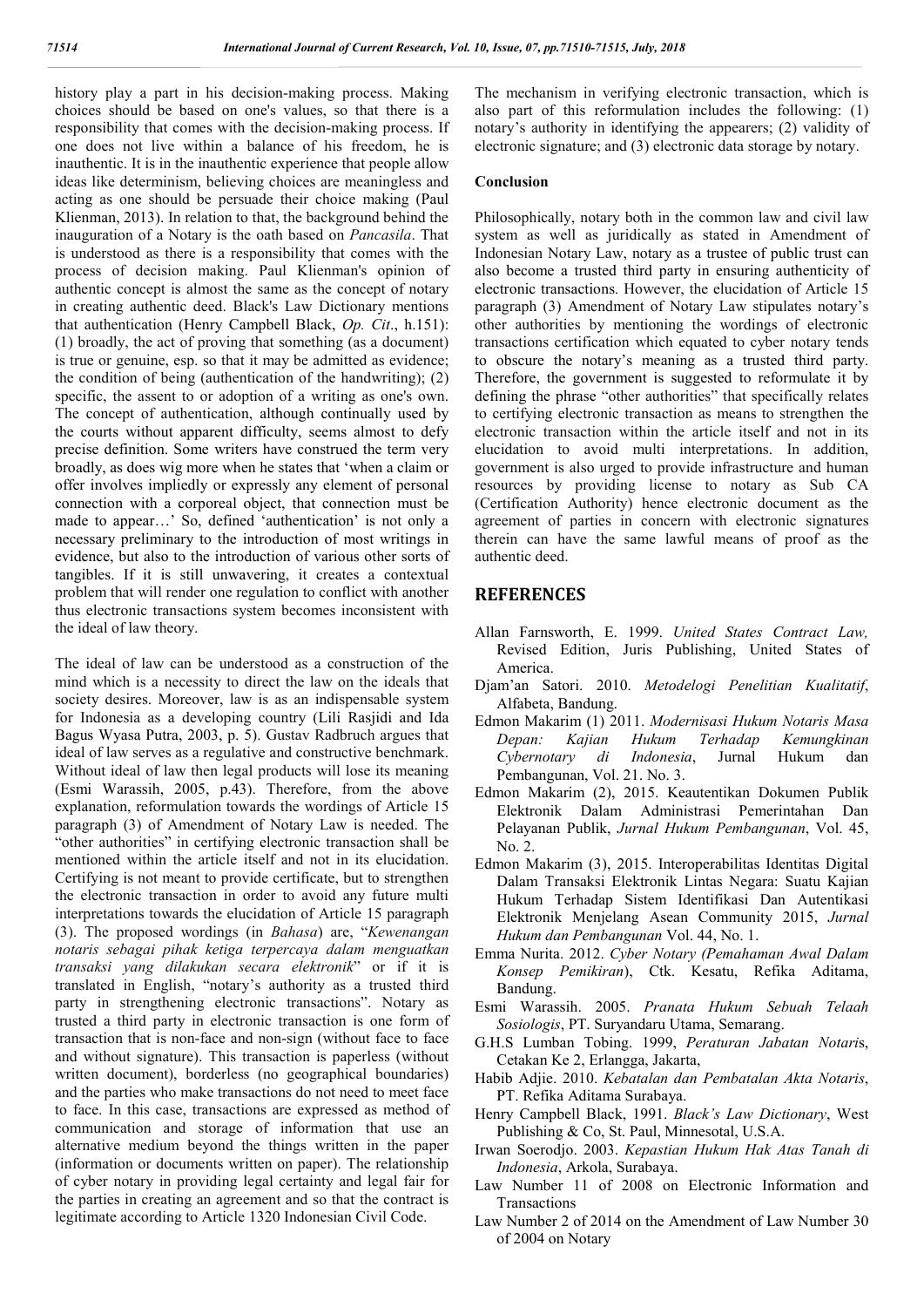history play a part in his decision-making process. Making choices should be based on one's values, so that there is a responsibility that comes with the decision-making process. If one does not live within a balance of his freedom, he is inauthentic. It is in the inauthentic experience that people allow ideas like determinism, believing choices are meaningless and acting as one should be persuade their choice making (Paul Klienman, 2013). In relation to that, the background behind the inauguration of a Notary is the oath based on *Pancasila*. That is understood as there is a responsibility that comes with the process of decision making. Paul Klienman's opinion of authentic concept is almost the same as the concept of notary in creating authentic deed. Black's Law Dictionary mentions that authentication (Henry Campbell Black, *Op. Cit*., h.151): (1) broadly, the act of proving that something (as a document) is true or genuine, esp. so that it may be admitted as evidence; the condition of being (authentication of the handwriting); (2) specific, the assent to or adoption of a writing as one's own. The concept of authentication, although continually used by the courts without apparent difficulty, seems almost to defy precise definition. Some writers have construed the term very broadly, as does wig more when he states that 'when a claim or offer involves impliedly or expressly any element of personal connection with a corporeal object, that connection must be made to appear…' So, defined 'authentication' is not only a necessary preliminary to the introduction of most writings in evidence, but also to the introduction of various other sorts of tangibles. If it is still unwavering, it creates a contextual problem that will render one regulation to conflict with another thus electronic transactions system becomes inconsistent with the ideal of law theory.

The ideal of law can be understood as a construction of the mind which is a necessity to direct the law on the ideals that society desires. Moreover, law is as an indispensable system for Indonesia as a developing country (Lili Rasjidi and Ida Bagus Wyasa Putra, 2003, p. 5). Gustav Radbruch argues that ideal of law serves as a regulative and constructive benchmark. Without ideal of law then legal products will lose its meaning (Esmi Warassih, 2005, p.43). Therefore, from the above explanation, reformulation towards the wordings of Article 15 paragraph (3) of Amendment of Notary Law is needed. The "other authorities" in certifying electronic transaction shall be mentioned within the article itself and not in its elucidation. Certifying is not meant to provide certificate, but to strengthen the electronic transaction in order to avoid any future multi interpretations towards the elucidation of Article 15 paragraph (3). The proposed wordings (in *Bahasa*) are, "*Kewenangan notaris sebagai pihak ketiga terpercaya dalam menguatkan transaksi yang dilakukan secara elektronik*" or if it is translated in English, "notary's authority as a trusted third party in strengthening electronic transactions". Notary as trusted a third party in electronic transaction is one form of transaction that is non-face and non-sign (without face to face and without signature). This transaction is paperless (without written document), borderless (no geographical boundaries) and the parties who make transactions do not need to meet face to face. In this case, transactions are expressed as method of communication and storage of information that use an alternative medium beyond the things written in the paper (information or documents written on paper). The relationship of cyber notary in providing legal certainty and legal fair for the parties in creating an agreement and so that the contract is legitimate according to Article 1320 Indonesian Civil Code.

The mechanism in verifying electronic transaction, which is also part of this reformulation includes the following: (1) notary's authority in identifying the appearers; (2) validity of electronic signature; and (3) electronic data storage by notary.

### Conclusion

Philosophically, notary both in the common law and civil law system as well as juridically as stated in Amendment of Indonesian Notary Law, notary as a trustee of public trust can also become a trusted third party in ensuring authenticity of electronic transactions. However, the elucidation of Article 15 paragraph (3) Amendment of Notary Law stipulates notary's other authorities by mentioning the wordings of electronic transactions certification which equated to cyber notary tends to obscure the notary's meaning as a trusted third party. Therefore, the government is suggested to reformulate it by defining the phrase "other authorities" that specifically relates to certifying electronic transaction as means to strengthen the electronic transaction within the article itself and not in its elucidation to avoid multi interpretations. In addition, government is also urged to provide infrastructure and human resources by providing license to notary as Sub CA (Certification Authority) hence electronic document as the agreement of parties in concern with electronic signatures therein can have the same lawful means of proof as the authentic deed.

## REFERENCES

Allan Farnsworth, E. 1999. *United States Contract Law,* Revised Edition, Juris Publishing, United States of America.

Djam'an Satori. 2010. *Metodelogi Penelitian Kualitatif*, Alfabeta, Bandung.

Edmon Makarim (1) 2011. *Modernisasi Hukum Notaris Masa Depan: Kajian Hukum Terhadap Kemungkinan Cybernotary di Indonesia*, Jurnal Hukum dan Pembangunan, Vol. 21. No. 3.

Edmon Makarim (2), 2015. Keautentikan Dokumen Publik Elektronik Dalam Administrasi Pemerintahan Dan Pelayanan Publik, *Jurnal Hukum Pembangunan*, Vol. 45, No. 2.

Edmon Makarim (3), 2015. Interoperabilitas Identitas Digital Dalam Transaksi Elektronik Lintas Negara: Suatu Kajian Hukum Terhadap Sistem Identifikasi Dan Autentikasi Elektronik Menjelang Asean Community 2015, *Jurnal Hukum dan Pembangunan* Vol. 44, No. 1.

Emma Nurita. 2012. *Cyber Notary (Pemahaman Awal Dalam Konsep Pemikiran*), Ctk. Kesatu, Refika Aditama, Bandung.

Esmi Warassih. 2005. *Pranata Hukum Sebuah Telaah Sosiologis*, PT. Suryandaru Utama, Semarang.

G.H.S Lumban Tobing. 1999, *Peraturan Jabatan Notari*s, Cetakan Ke 2, Erlangga, Jakarta,

Habib Adjie. 2010. *Kebatalan dan Pembatalan Akta Notaris*, PT. Refika Aditama Surabaya.

Henry Campbell Black, 1991. *Black's Law Dictionary*, West Publishing & Co, St. Paul, Minnesotal, U.S.A.

Irwan Soerodjo. 2003. *Kepastian Hukum Hak Atas Tanah di Indonesia*, Arkola, Surabaya.

Law Number 11 of 2008 on Electronic Information and Transactions

Law Number 2 of 2014 on the Amendment of Law Number 30 of 2004 on Notary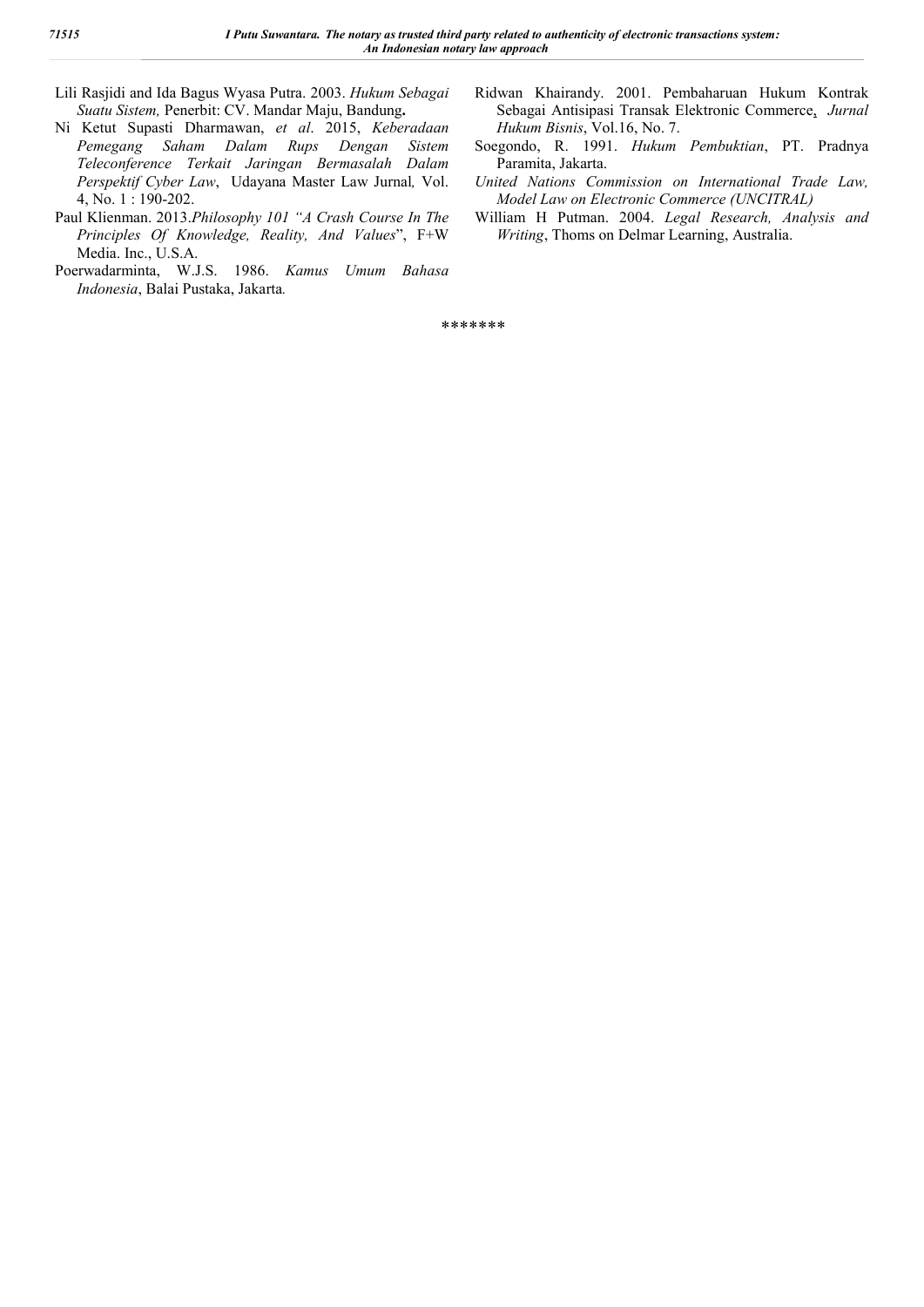Lili Rasjidi and Ida Bagus Wyasa Putra. 2003. *Hukum Sebagai Suatu Sistem,* Penerbit: CV. Mandar Maju, Bandung**.**

Ni Ketut Supasti Dharmawan, *et al*. 2015, *Keberadaan Pemegang Saham Dalam Rups Dengan Sistem Teleconference Terkait Jaringan Bermasalah Dalam Perspektif Cyber Law*, Udayana Master Law Jurnal*,* Vol. 4, No. 1 : 190-202.

Paul Klienman. 2013.*Philosophy 101 "A Crash Course In The Principles Of Knowledge, Reality, And Values*", F+W Media. Inc., U.S.A.

Poerwadarminta, W.J.S. 1986. *Kamus Umum Bahasa Indonesia*, Balai Pustaka, Jakarta*.*

Ridwan Khairandy. 2001. Pembaharuan Hukum Kontrak Sebagai Antisipasi Transak Elektronic Commerce, *Jurnal Hukum Bisnis*, Vol.16, No. 7.

Soegondo, R. 1991. *Hukum Pembuktian*, PT. Pradnya Paramita, Jakarta.

*United Nations Commission on International Trade Law, Model Law on Electronic Commerce (UNCITRAL)*

William H Putman. 2004. *Legal Research, Analysis and Writing*, Thoms on Delmar Learning, Australia.

\*\*\*\*\*\*\*